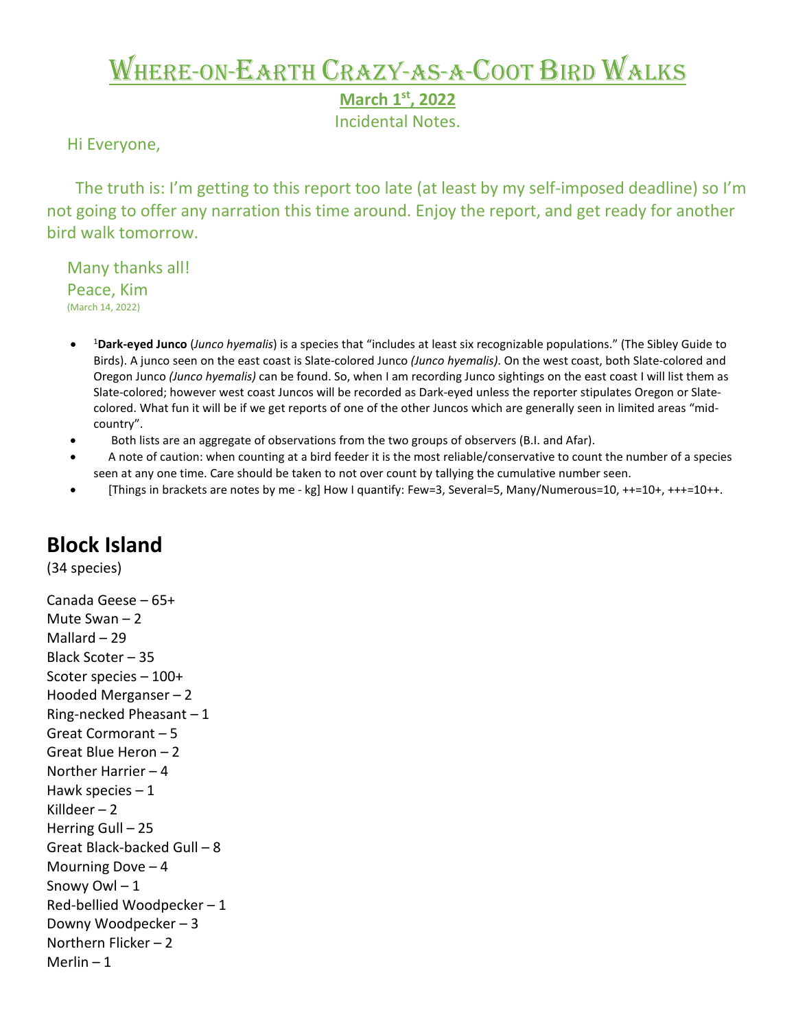# Where-on-Earth Crazy-as-a-Coot Bird Walks

**March 1st, 2022**

Incidental Notes.

Hi Everyone,

The truth is: I'm getting to this report too late (at least by my self-imposed deadline) so I'm not going to offer any narration this time around. Enjoy the report, and get ready for another bird walk tomorrow.

Many thanks all!
Peace, Kim
(March 14, 2022)

- [1]**Dark-eyed Junco** (*Junco hyemalis*) is a species that "includes at least six recognizable populations." (The Sibley Guide to Birds). A junco seen on the east coast is Slate-colored Junco *(Junco hyemalis)*. On the west coast, both Slate-colored and Oregon Junco *(Junco hyemalis)* can be found. So, when I am recording Junco sightings on the east coast I will list them as Slate-colored; however west coast Juncos will be recorded as Dark-eyed unless the reporter stipulates Oregon or Slate-colored. What fun it will be if we get reports of one of the other Juncos which are generally seen in limited areas "mid-country".
- Both lists are an aggregate of observations from the two groups of observers (B.I. and Afar).
- A note of caution: when counting at a bird feeder it is the most reliable/conservative to count the number of a species seen at any one time. Care should be taken to not over count by tallying the cumulative number seen.
- [Things in brackets are notes by me - kg] How I quantify: Few=3, Several=5, Many/Numerous=10, ++=10+, +++=10++.

## Block Island

(34 species)

Canada Geese – 65+
Mute Swan – 2
Mallard – 29
Black Scoter – 35
Scoter species – 100+
Hooded Merganser – 2
Ring-necked Pheasant – 1
Great Cormorant – 5
Great Blue Heron – 2
Norther Harrier – 4
Hawk species – 1
Killdeer – 2
Herring Gull – 25
Great Black-backed Gull – 8
Mourning Dove – 4
Snowy Owl – 1
Red-bellied Woodpecker – 1
Downy Woodpecker – 3
Northern Flicker – 2
Merlin – 1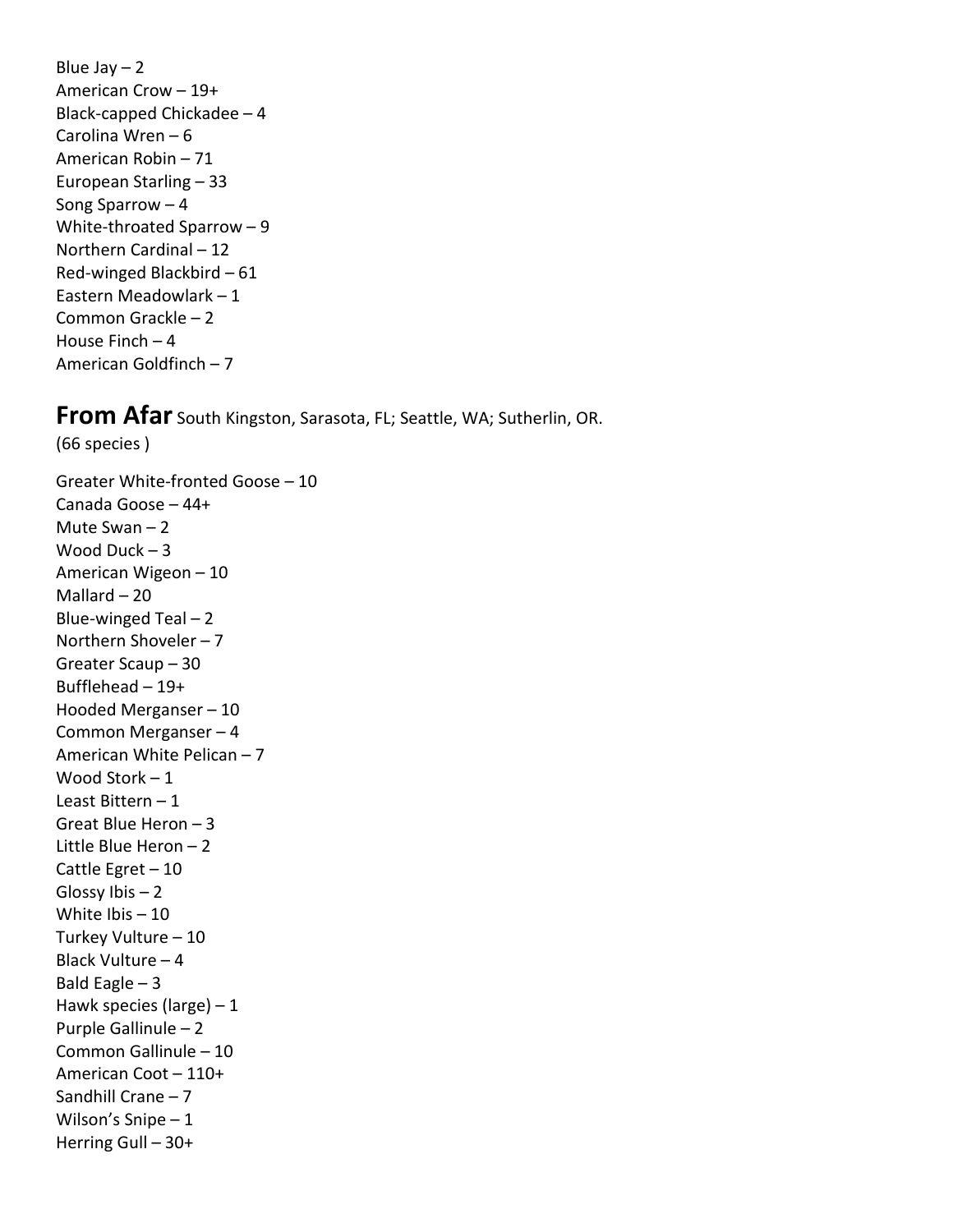Blue Jay – 2
American Crow – 19+
Black-capped Chickadee – 4
Carolina Wren – 6
American Robin – 71
European Starling – 33
Song Sparrow – 4
White-throated Sparrow – 9
Northern Cardinal – 12
Red-winged Blackbird – 61
Eastern Meadowlark – 1
Common Grackle – 2
House Finch – 4
American Goldfinch – 7

## **From Afar** South Kingston, Sarasota, FL; Seattle, WA; Sutherlin, OR.

(66 species )

Greater White-fronted Goose – 10
Canada Goose – 44+
Mute Swan – 2
Wood Duck – 3
American Wigeon – 10
Mallard – 20
Blue-winged Teal – 2
Northern Shoveler – 7
Greater Scaup – 30
Bufflehead – 19+
Hooded Merganser – 10
Common Merganser – 4
American White Pelican – 7
Wood Stork – 1
Least Bittern – 1
Great Blue Heron – 3
Little Blue Heron – 2
Cattle Egret – 10
Glossy Ibis – 2
White Ibis – 10
Turkey Vulture – 10
Black Vulture – 4
Bald Eagle – 3
Hawk species (large) – 1
Purple Gallinule – 2
Common Gallinule – 10
American Coot – 110+
Sandhill Crane – 7
Wilson's Snipe – 1
Herring Gull – 30+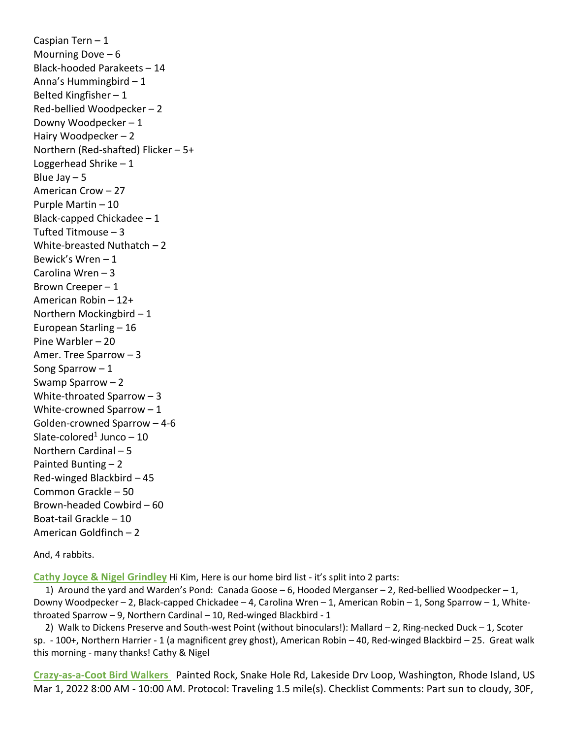Caspian Tern – 1
Mourning Dove – 6
Black-hooded Parakeets – 14
Anna's Hummingbird – 1
Belted Kingfisher – 1
Red-bellied Woodpecker – 2
Downy Woodpecker – 1
Hairy Woodpecker – 2
Northern (Red-shafted) Flicker – 5+
Loggerhead Shrike – 1
Blue Jay – 5
American Crow – 27
Purple Martin – 10
Black-capped Chickadee – 1
Tufted Titmouse – 3
White-breasted Nuthatch – 2
Bewick's Wren – 1
Carolina Wren – 3
Brown Creeper – 1
American Robin – 12+
Northern Mockingbird – 1
European Starling – 16
Pine Warbler – 20
Amer. Tree Sparrow – 3
Song Sparrow – 1
Swamp Sparrow – 2
White-throated Sparrow – 3
White-crowned Sparrow – 1
Golden-crowned Sparrow – 4-6
Slate-colored[1] Junco – 10
Northern Cardinal – 5
Painted Bunting – 2
Red-winged Blackbird – 45
Common Grackle – 50
Brown-headed Cowbird – 60
Boat-tail Grackle – 10
American Goldfinch – 2

And, 4 rabbits.

**Cathy Joyce & Nigel Grindley** Hi Kim, Here is our home bird list - it's split into 2 parts:

1) Around the yard and Warden's Pond: Canada Goose – 6, Hooded Merganser – 2, Red-bellied Woodpecker – 1, Downy Woodpecker – 2, Black-capped Chickadee – 4, Carolina Wren – 1, American Robin – 1, Song Sparrow – 1, White-throated Sparrow – 9, Northern Cardinal – 10, Red-winged Blackbird - 1

2) Walk to Dickens Preserve and South-west Point (without binoculars!): Mallard – 2, Ring-necked Duck – 1, Scoter sp. - 100+, Northern Harrier - 1 (a magnificent grey ghost), American Robin – 40, Red-winged Blackbird – 25. Great walk this morning - many thanks! Cathy & Nigel

**Crazy-as-a-Coot Bird Walkers** Painted Rock, Snake Hole Rd, Lakeside Drv Loop, Washington, Rhode Island, US Mar 1, 2022 8:00 AM - 10:00 AM. Protocol: Traveling 1.5 mile(s). Checklist Comments: Part sun to cloudy, 30F,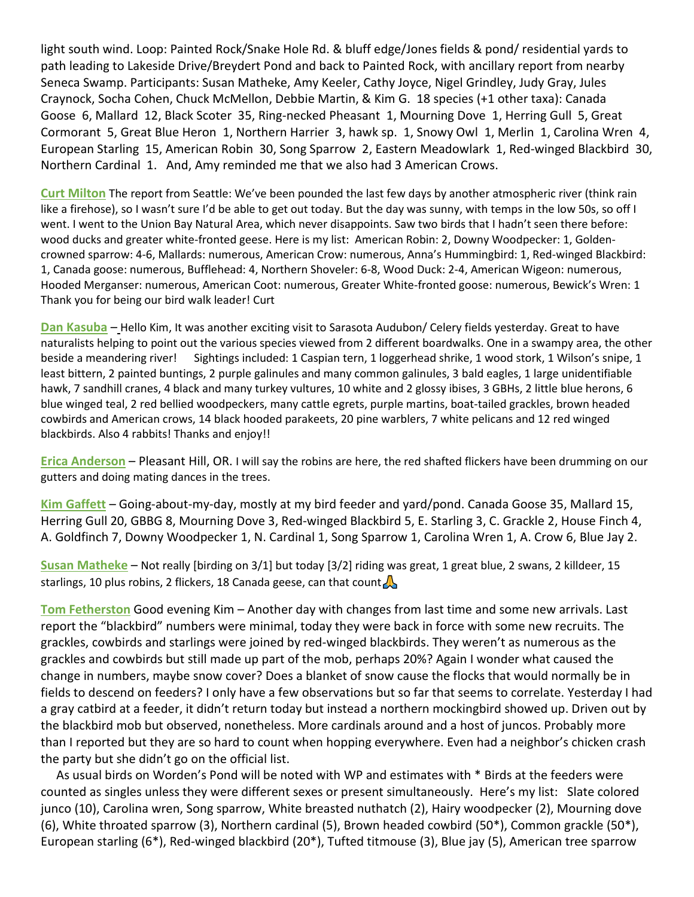light south wind. Loop: Painted Rock/Snake Hole Rd. & bluff edge/Jones fields & pond/ residential yards to path leading to Lakeside Drive/Breydert Pond and back to Painted Rock, with ancillary report from nearby Seneca Swamp. Participants: Susan Matheke, Amy Keeler, Cathy Joyce, Nigel Grindley, Judy Gray, Jules Craynock, Socha Cohen, Chuck McMellon, Debbie Martin, & Kim G. 18 species (+1 other taxa): Canada Goose 6, Mallard 12, Black Scoter 35, Ring-necked Pheasant 1, Mourning Dove 1, Herring Gull 5, Great Cormorant 5, Great Blue Heron 1, Northern Harrier 3, hawk sp. 1, Snowy Owl 1, Merlin 1, Carolina Wren 4, European Starling 15, American Robin 30, Song Sparrow 2, Eastern Meadowlark 1, Red-winged Blackbird 30, Northern Cardinal 1. And, Amy reminded me that we also had 3 American Crows.

**Curt Milton** The report from Seattle: We've been pounded the last few days by another atmospheric river (think rain like a firehose), so I wasn't sure I'd be able to get out today. But the day was sunny, with temps in the low 50s, so off I went. I went to the Union Bay Natural Area, which never disappoints. Saw two birds that I hadn't seen there before: wood ducks and greater white-fronted geese. Here is my list: American Robin: 2, Downy Woodpecker: 1, Golden-crowned sparrow: 4-6, Mallards: numerous, American Crow: numerous, Anna's Hummingbird: 1, Red-winged Blackbird: 1, Canada goose: numerous, Bufflehead: 4, Northern Shoveler: 6-8, Wood Duck: 2-4, American Wigeon: numerous, Hooded Merganser: numerous, American Coot: numerous, Greater White-fronted goose: numerous, Bewick's Wren: 1 Thank you for being our bird walk leader! Curt

**Dan Kasuba** – Hello Kim, It was another exciting visit to Sarasota Audubon/ Celery fields yesterday. Great to have naturalists helping to point out the various species viewed from 2 different boardwalks. One in a swampy area, the other beside a meandering river! Sightings included: 1 Caspian tern, 1 loggerhead shrike, 1 wood stork, 1 Wilson's snipe, 1 least bittern, 2 painted buntings, 2 purple galinules and many common galinules, 3 bald eagles, 1 large unidentifiable hawk, 7 sandhill cranes, 4 black and many turkey vultures, 10 white and 2 glossy ibises, 3 GBHs, 2 little blue herons, 6 blue winged teal, 2 red bellied woodpeckers, many cattle egrets, purple martins, boat-tailed grackles, brown headed cowbirds and American crows, 14 black hooded parakeets, 20 pine warblers, 7 white pelicans and 12 red winged blackbirds. Also 4 rabbits! Thanks and enjoy!!

**Erica Anderson** – Pleasant Hill, OR. I will say the robins are here, the red shafted flickers have been drumming on our gutters and doing mating dances in the trees.

**Kim Gaffett** – Going-about-my-day, mostly at my bird feeder and yard/pond. Canada Goose 35, Mallard 15, Herring Gull 20, GBBG 8, Mourning Dove 3, Red-winged Blackbird 5, E. Starling 3, C. Grackle 2, House Finch 4, A. Goldfinch 7, Downy Woodpecker 1, N. Cardinal 1, Song Sparrow 1, Carolina Wren 1, A. Crow 6, Blue Jay 2.

**Susan Matheke** – Not really [birding on 3/1] but today [3/2] riding was great, 1 great blue, 2 swans, 2 killdeer, 15 starlings, 10 plus robins, 2 flickers, 18 Canada geese, can that count🙏

**Tom Fetherston** Good evening Kim – Another day with changes from last time and some new arrivals. Last report the "blackbird" numbers were minimal, today they were back in force with some new recruits. The grackles, cowbirds and starlings were joined by red-winged blackbirds. They weren't as numerous as the grackles and cowbirds but still made up part of the mob, perhaps 20%? Again I wonder what caused the change in numbers, maybe snow cover? Does a blanket of snow cause the flocks that would normally be in fields to descend on feeders? I only have a few observations but so far that seems to correlate. Yesterday I had a gray catbird at a feeder, it didn't return today but instead a northern mockingbird showed up. Driven out by the blackbird mob but observed, nonetheless. More cardinals around and a host of juncos. Probably more than I reported but they are so hard to count when hopping everywhere. Even had a neighbor's chicken crash the party but she didn't go on the official list.

As usual birds on Worden's Pond will be noted with WP and estimates with * Birds at the feeders were counted as singles unless they were different sexes or present simultaneously. Here's my list: Slate colored junco (10), Carolina wren, Song sparrow, White breasted nuthatch (2), Hairy woodpecker (2), Mourning dove (6), White throated sparrow (3), Northern cardinal (5), Brown headed cowbird (50*), Common grackle (50*), European starling (6*), Red-winged blackbird (20*), Tufted titmouse (3), Blue jay (5), American tree sparrow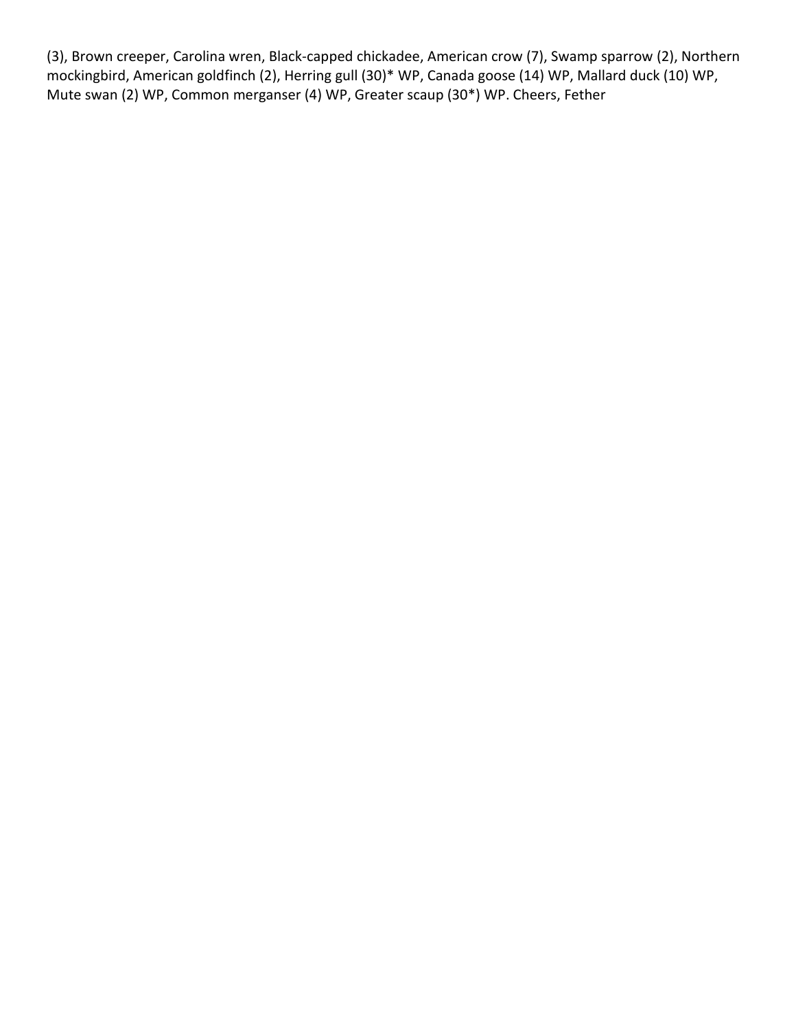(3), Brown creeper, Carolina wren, Black-capped chickadee, American crow (7), Swamp sparrow (2), Northern mockingbird, American goldfinch (2), Herring gull (30)* WP, Canada goose (14) WP, Mallard duck (10) WP, Mute swan (2) WP, Common merganser (4) WP, Greater scaup (30*) WP. Cheers, Fether